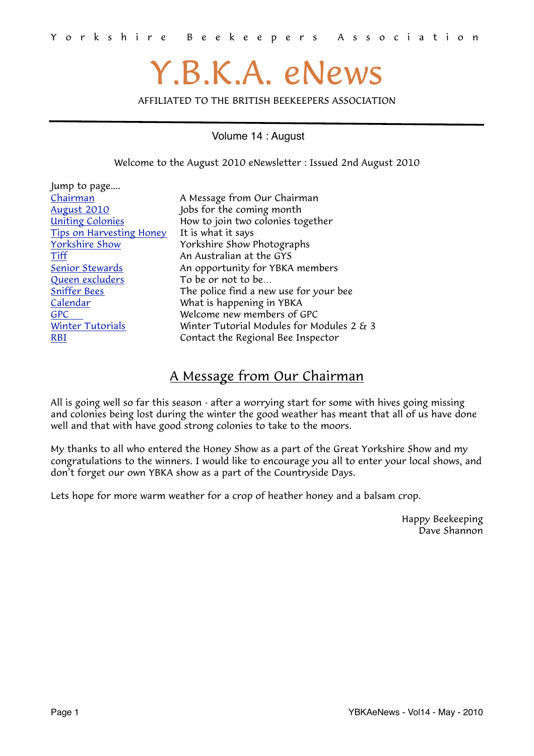Yorkshire Beekeepers Association

# Y.B.K.A. eNews

AFFILIATED TO THE BRITISH BEEKEEPERS ASSOCIATION

Volume 14 : August

Welcome to the August 2010 eNewsletter : Issued 2nd August 2010

Jump to page....

| | |
|---|---|
| Chairman | A Message from Our Chairman |
| August 2010 | Jobs for the coming month |
| Uniting Colonies | How to join two colonies together |
| Tips on Harvesting Honey | It is what it says |
| Yorkshire Show | Yorkshire Show Photographs |
| Tiff | An Australian at the GYS |
| Senior Stewards | An opportunity for YBKA members |
| Queen excluders | To be or not to be... |
| Sniffer Bees | The police find a new use for your bee |
| Calendar | What is happening in YBKA |
| GPC | Welcome new members of GPC |
| Winter Tutorials | Winter Tutorial Modules for Modules 2 & 3 |
| RBI | Contact the Regional Bee Inspector |

## A Message from Our Chairman

All is going well so far this season - after a worrying start for some with hives going missing and colonies being lost during the winter the good weather has meant that all of us have done well and that with have good strong colonies to take to the moors.

My thanks to all who entered the Honey Show as a part of the Great Yorkshire Show and my congratulations to the winners. I would like to encourage you all to enter your local shows, and don't forget our own YBKA show as a part of the Countryside Days.

Lets hope for more warm weather for a crop of heather honey and a balsam crop.

Happy Beekeeping
Dave Shannon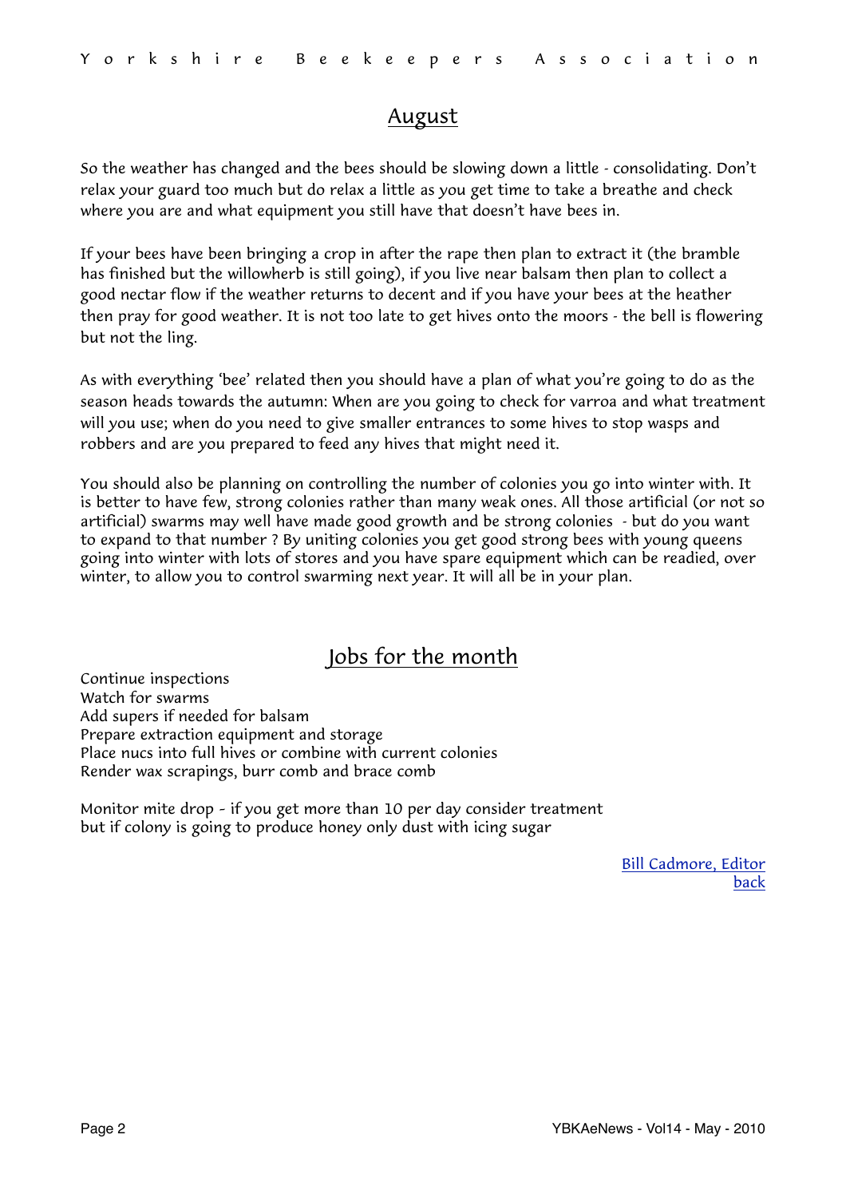## August

So the weather has changed and the bees should be slowing down a little - consolidating. Don't relax your guard too much but do relax a little as you get time to take a breathe and check where you are and what equipment you still have that doesn't have bees in.

If your bees have been bringing a crop in after the rape then plan to extract it (the bramble has finished but the willowherb is still going), if you live near balsam then plan to collect a good nectar flow if the weather returns to decent and if you have your bees at the heather then pray for good weather. It is not too late to get hives onto the moors - the bell is flowering but not the ling.

As with everything 'bee' related then you should have a plan of what you're going to do as the season heads towards the autumn: When are you going to check for varroa and what treatment will you use; when do you need to give smaller entrances to some hives to stop wasps and robbers and are you prepared to feed any hives that might need it.

You should also be planning on controlling the number of colonies you go into winter with. It is better to have few, strong colonies rather than many weak ones. All those artificial (or not so artificial) swarms may well have made good growth and be strong colonies - but do you want to expand to that number ? By uniting colonies you get good strong bees with young queens going into winter with lots of stores and you have spare equipment which can be readied, over winter, to allow you to control swarming next year. It will all be in your plan.

## Jobs for the month

Continue inspections
Watch for swarms
Add supers if needed for balsam
Prepare extraction equipment and storage
Place nucs into full hives or combine with current colonies
Render wax scrapings, burr comb and brace comb

Monitor mite drop - if you get more than 10 per day consider treatment
but if colony is going to produce honey only dust with icing sugar

Bill Cadmore, Editor
back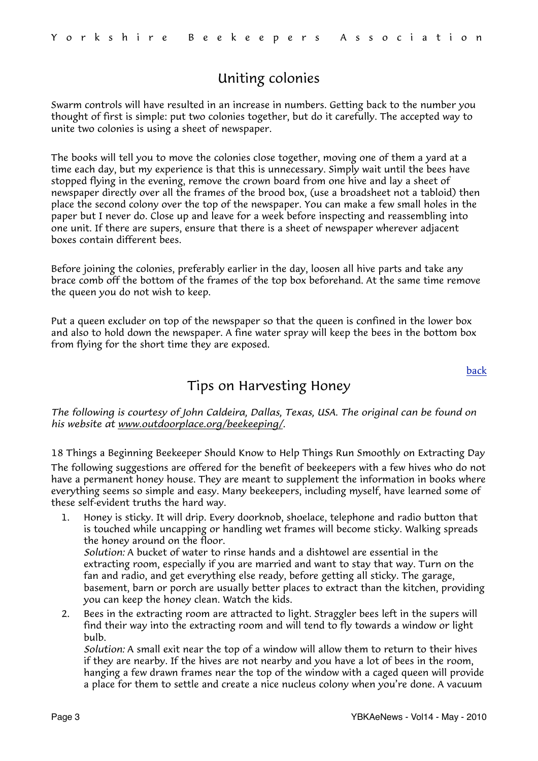## Uniting colonies

Swarm controls will have resulted in an increase in numbers. Getting back to the number you thought of first is simple: put two colonies together, but do it carefully. The accepted way to unite two colonies is using a sheet of newspaper.

The books will tell you to move the colonies close together, moving one of them a yard at a time each day, but my experience is that this is unnecessary. Simply wait until the bees have stopped flying in the evening, remove the crown board from one hive and lay a sheet of newspaper directly over all the frames of the brood box, (use a broadsheet not a tabloid) then place the second colony over the top of the newspaper. You can make a few small holes in the paper but I never do. Close up and leave for a week before inspecting and reassembling into one unit. If there are supers, ensure that there is a sheet of newspaper wherever adjacent boxes contain different bees.

Before joining the colonies, preferably earlier in the day, loosen all hive parts and take any brace comb off the bottom of the frames of the top box beforehand. At the same time remove the queen you do not wish to keep.

Put a queen excluder on top of the newspaper so that the queen is confined in the lower box and also to hold down the newspaper. A fine water spray will keep the bees in the bottom box from flying for the short time they are exposed.

back

## Tips on Harvesting Honey

*The following is courtesy of John Caldeira, Dallas, Texas, USA. The original can be found on his website at www.outdoorplace.org/beekeeping/.*

18 Things a Beginning Beekeeper Should Know to Help Things Run Smoothly on Extracting Day

The following suggestions are offered for the benefit of beekeepers with a few hives who do not have a permanent honey house. They are meant to supplement the information in books where everything seems so simple and easy. Many beekeepers, including myself, have learned some of these self-evident truths the hard way.

1. Honey is sticky. It will drip. Every doorknob, shoelace, telephone and radio button that is touched while uncapping or handling wet frames will become sticky. Walking spreads the honey around on the floor.
   *Solution:* A bucket of water to rinse hands and a dishtowel are essential in the extracting room, especially if you are married and want to stay that way. Turn on the fan and radio, and get everything else ready, before getting all sticky. The garage, basement, barn or porch are usually better places to extract than the kitchen, providing you can keep the honey clean. Watch the kids.
2. Bees in the extracting room are attracted to light. Straggler bees left in the supers will find their way into the extracting room and will tend to fly towards a window or light bulb.
   *Solution:* A small exit near the top of a window will allow them to return to their hives if they are nearby. If the hives are not nearby and you have a lot of bees in the room, hanging a few drawn frames near the top of the window with a caged queen will provide a place for them to settle and create a nice nucleus colony when you're done. A vacuum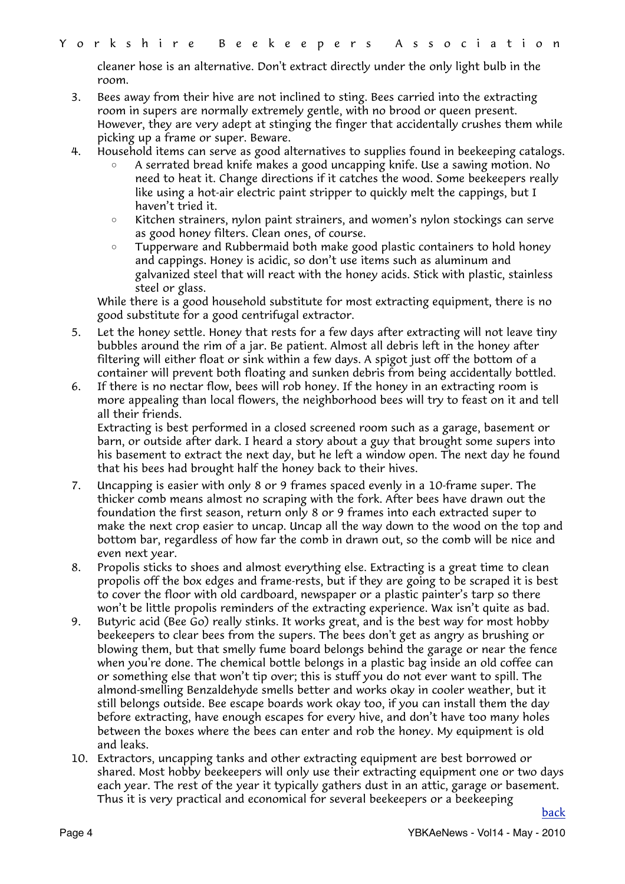cleaner hose is an alternative. Don't extract directly under the only light bulb in the room.

3. Bees away from their hive are not inclined to sting. Bees carried into the extracting room in supers are normally extremely gentle, with no brood or queen present. However, they are very adept at stinging the finger that accidentally crushes them while picking up a frame or super. Beware.
4. Household items can serve as good alternatives to supplies found in beekeeping catalogs.
   - A serrated bread knife makes a good uncapping knife. Use a sawing motion. No need to heat it. Change directions if it catches the wood. Some beekeepers really like using a hot-air electric paint stripper to quickly melt the cappings, but I haven't tried it.
   - Kitchen strainers, nylon paint strainers, and women's nylon stockings can serve as good honey filters. Clean ones, of course.
   - Tupperware and Rubbermaid both make good plastic containers to hold honey and cappings. Honey is acidic, so don't use items such as aluminum and galvanized steel that will react with the honey acids. Stick with plastic, stainless steel or glass.

   While there is a good household substitute for most extracting equipment, there is no good substitute for a good centrifugal extractor.
5. Let the honey settle. Honey that rests for a few days after extracting will not leave tiny bubbles around the rim of a jar. Be patient. Almost all debris left in the honey after filtering will either float or sink within a few days. A spigot just off the bottom of a container will prevent both floating and sunken debris from being accidentally bottled.
6. If there is no nectar flow, bees will rob honey. If the honey in an extracting room is more appealing than local flowers, the neighborhood bees will try to feast on it and tell all their friends.
   Extracting is best performed in a closed screened room such as a garage, basement or barn, or outside after dark. I heard a story about a guy that brought some supers into his basement to extract the next day, but he left a window open. The next day he found that his bees had brought half the honey back to their hives.
7. Uncapping is easier with only 8 or 9 frames spaced evenly in a 10-frame super. The thicker comb means almost no scraping with the fork. After bees have drawn out the foundation the first season, return only 8 or 9 frames into each extracted super to make the next crop easier to uncap. Uncap all the way down to the wood on the top and bottom bar, regardless of how far the comb in drawn out, so the comb will be nice and even next year.
8. Propolis sticks to shoes and almost everything else. Extracting is a great time to clean propolis off the box edges and frame-rests, but if they are going to be scraped it is best to cover the floor with old cardboard, newspaper or a plastic painter's tarp so there won't be little propolis reminders of the extracting experience. Wax isn't quite as bad.
9. Butyric acid (Bee Go) really stinks. It works great, and is the best way for most hobby beekeepers to clear bees from the supers. The bees don't get as angry as brushing or blowing them, but that smelly fume board belongs behind the garage or near the fence when you're done. The chemical bottle belongs in a plastic bag inside an old coffee can or something else that won't tip over; this is stuff you do not ever want to spill. The almond-smelling Benzaldehyde smells better and works okay in cooler weather, but it still belongs outside. Bee escape boards work okay too, if you can install them the day before extracting, have enough escapes for every hive, and don't have too many holes between the boxes where the bees can enter and rob the honey. My equipment is old and leaks.
10. Extractors, uncapping tanks and other extracting equipment are best borrowed or shared. Most hobby beekeepers will only use their extracting equipment one or two days each year. The rest of the year it typically gathers dust in an attic, garage or basement. Thus it is very practical and economical for several beekeepers or a beekeeping

back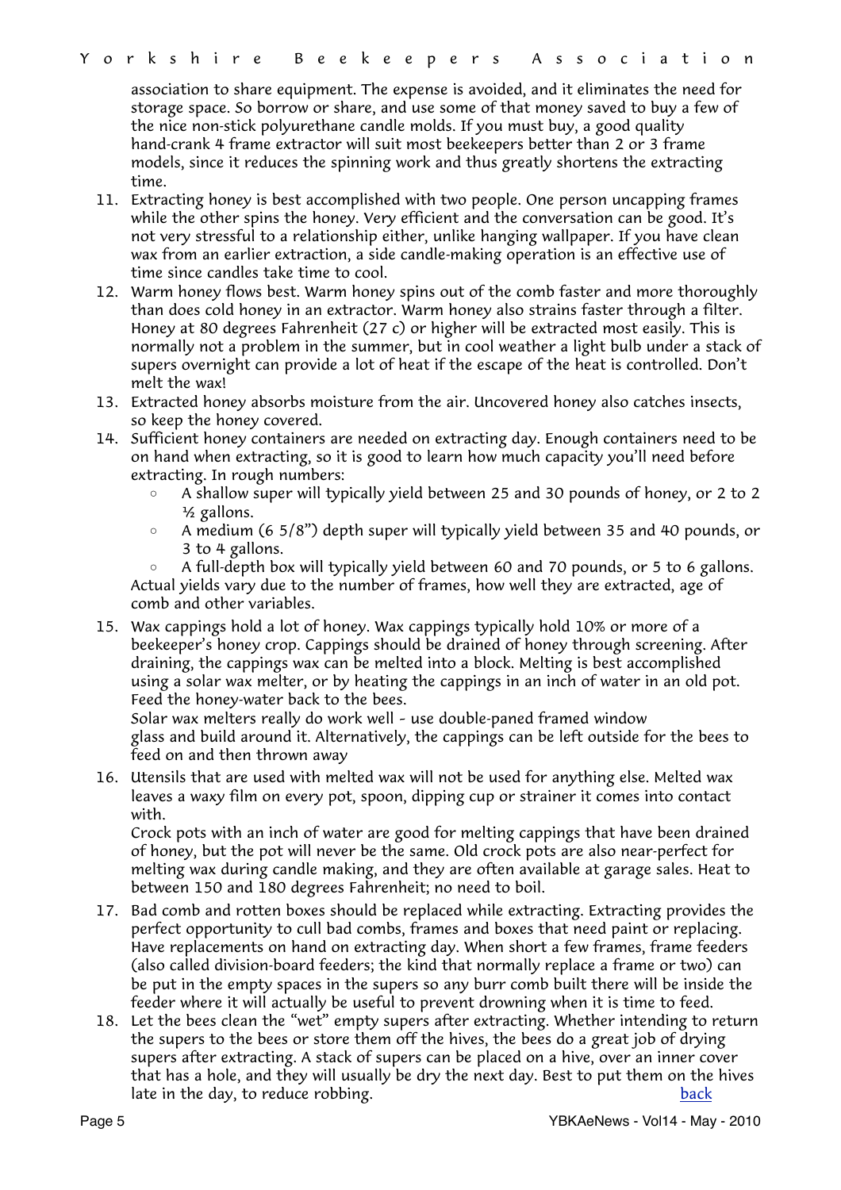association to share equipment. The expense is avoided, and it eliminates the need for storage space. So borrow or share, and use some of that money saved to buy a few of the nice non-stick polyurethane candle molds. If you must buy, a good quality hand-crank 4 frame extractor will suit most beekeepers better than 2 or 3 frame models, since it reduces the spinning work and thus greatly shortens the extracting time.

11. Extracting honey is best accomplished with two people. One person uncapping frames while the other spins the honey. Very efficient and the conversation can be good. It's not very stressful to a relationship either, unlike hanging wallpaper. If you have clean wax from an earlier extraction, a side candle-making operation is an effective use of time since candles take time to cool.
12. Warm honey flows best. Warm honey spins out of the comb faster and more thoroughly than does cold honey in an extractor. Warm honey also strains faster through a filter. Honey at 80 degrees Fahrenheit (27 c) or higher will be extracted most easily. This is normally not a problem in the summer, but in cool weather a light bulb under a stack of supers overnight can provide a lot of heat if the escape of the heat is controlled. Don't melt the wax!
13. Extracted honey absorbs moisture from the air. Uncovered honey also catches insects, so keep the honey covered.
14. Sufficient honey containers are needed on extracting day. Enough containers need to be on hand when extracting, so it is good to learn how much capacity you'll need before extracting. In rough numbers:
    - A shallow super will typically yield between 25 and 30 pounds of honey, or 2 to 2 ½ gallons.
    - A medium (6 5/8") depth super will typically yield between 35 and 40 pounds, or 3 to 4 gallons.
    - A full-depth box will typically yield between 60 and 70 pounds, or 5 to 6 gallons.

    Actual yields vary due to the number of frames, how well they are extracted, age of comb and other variables.
15. Wax cappings hold a lot of honey. Wax cappings typically hold 10% or more of a beekeeper's honey crop. Cappings should be drained of honey through screening. After draining, the cappings wax can be melted into a block. Melting is best accomplished using a solar wax melter, or by heating the cappings in an inch of water in an old pot. Feed the honey-water back to the bees.

    Solar wax melters really do work well - use double-paned framed window glass and build around it. Alternatively, the cappings can be left outside for the bees to feed on and then thrown away
16. Utensils that are used with melted wax will not be used for anything else. Melted wax leaves a waxy film on every pot, spoon, dipping cup or strainer it comes into contact with.

    Crock pots with an inch of water are good for melting cappings that have been drained of honey, but the pot will never be the same. Old crock pots are also near-perfect for melting wax during candle making, and they are often available at garage sales. Heat to between 150 and 180 degrees Fahrenheit; no need to boil.
17. Bad comb and rotten boxes should be replaced while extracting. Extracting provides the perfect opportunity to cull bad combs, frames and boxes that need paint or replacing. Have replacements on hand on extracting day. When short a few frames, frame feeders (also called division-board feeders; the kind that normally replace a frame or two) can be put in the empty spaces in the supers so any burr comb built there will be inside the feeder where it will actually be useful to prevent drowning when it is time to feed.
18. Let the bees clean the "wet" empty supers after extracting. Whether intending to return the supers to the bees or store them off the hives, the bees do a great job of drying supers after extracting. A stack of supers can be placed on a hive, over an inner cover that has a hole, and they will usually be dry the next day. Best to put them on the hives late in the day, to reduce robbing.

back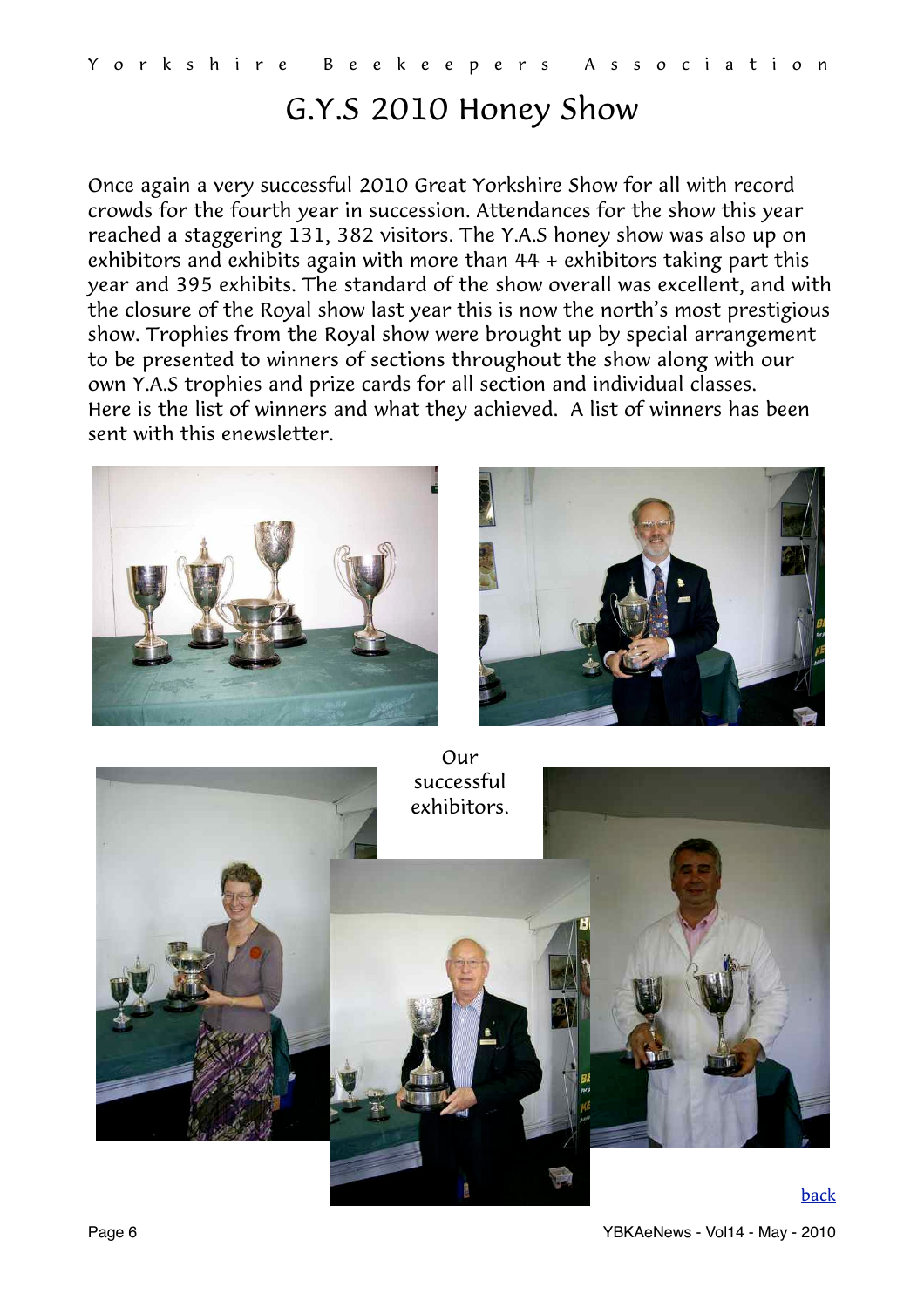# G.Y.S 2010 Honey Show

Once again a very successful 2010 Great Yorkshire Show for all with record crowds for the fourth year in succession. Attendances for the show this year reached a staggering 131, 382 visitors. The Y.A.S honey show was also up on exhibitors and exhibits again with more than 44 + exhibitors taking part this year and 395 exhibits. The standard of the show overall was excellent, and with the closure of the Royal show last year this is now the north's most prestigious show. Trophies from the Royal show were brought up by special arrangement to be presented to winners of sections throughout the show along with our own Y.A.S trophies and prize cards for all section and individual classes. Here is the list of winners and what they achieved. A list of winners has been sent with this enewsletter.

Our successful exhibitors.

back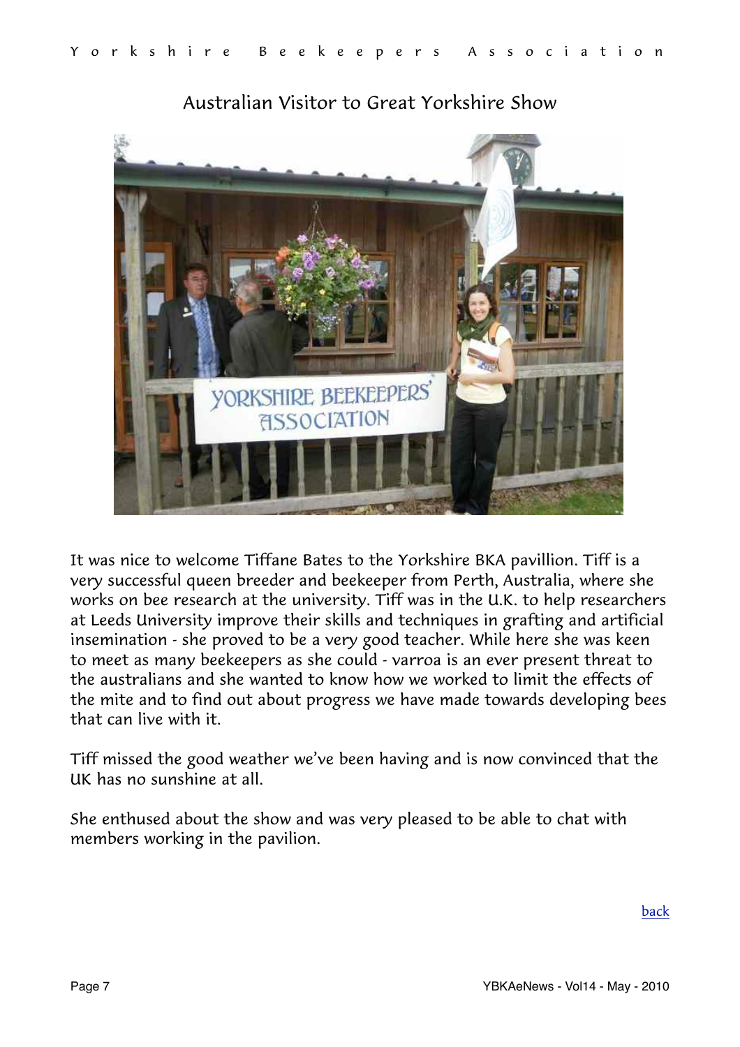# Australian Visitor to Great Yorkshire Show

It was nice to welcome Tiffane Bates to the Yorkshire BKA pavillion. Tiff is a very successful queen breeder and beekeeper from Perth, Australia, where she works on bee research at the university. Tiff was in the U.K. to help researchers at Leeds University improve their skills and techniques in grafting and artificial insemination - she proved to be a very good teacher. While here she was keen to meet as many beekeepers as she could - varroa is an ever present threat to the australians and she wanted to know how we worked to limit the effects of the mite and to find out about progress we have made towards developing bees that can live with it.

Tiff missed the good weather we've been having and is now convinced that the UK has no sunshine at all.

She enthused about the show and was very pleased to be able to chat with members working in the pavilion.

back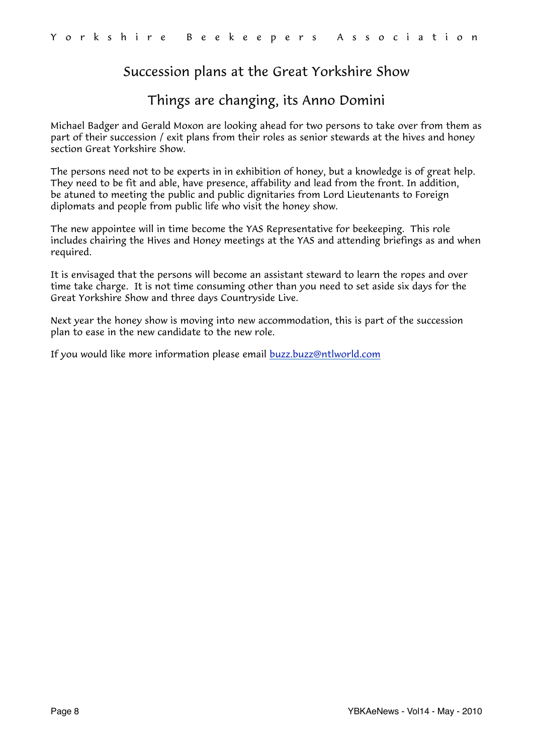## Succession plans at the Great Yorkshire Show

## Things are changing, its Anno Domini

Michael Badger and Gerald Moxon are looking ahead for two persons to take over from them as part of their succession / exit plans from their roles as senior stewards at the hives and honey section Great Yorkshire Show.

The persons need not to be experts in in exhibition of honey, but a knowledge is of great help. They need to be fit and able, have presence, affability and lead from the front. In addition, be atuned to meeting the public and public dignitaries from Lord Lieutenants to Foreign diplomats and people from public life who visit the honey show.

The new appointee will in time become the YAS Representative for beekeeping. This role includes chairing the Hives and Honey meetings at the YAS and attending briefings as and when required.

It is envisaged that the persons will become an assistant steward to learn the ropes and over time take charge. It is not time consuming other than you need to set aside six days for the Great Yorkshire Show and three days Countryside Live.

Next year the honey show is moving into new accommodation, this is part of the succession plan to ease in the new candidate to the new role.

If you would like more information please email buzz.buzz@ntlworld.com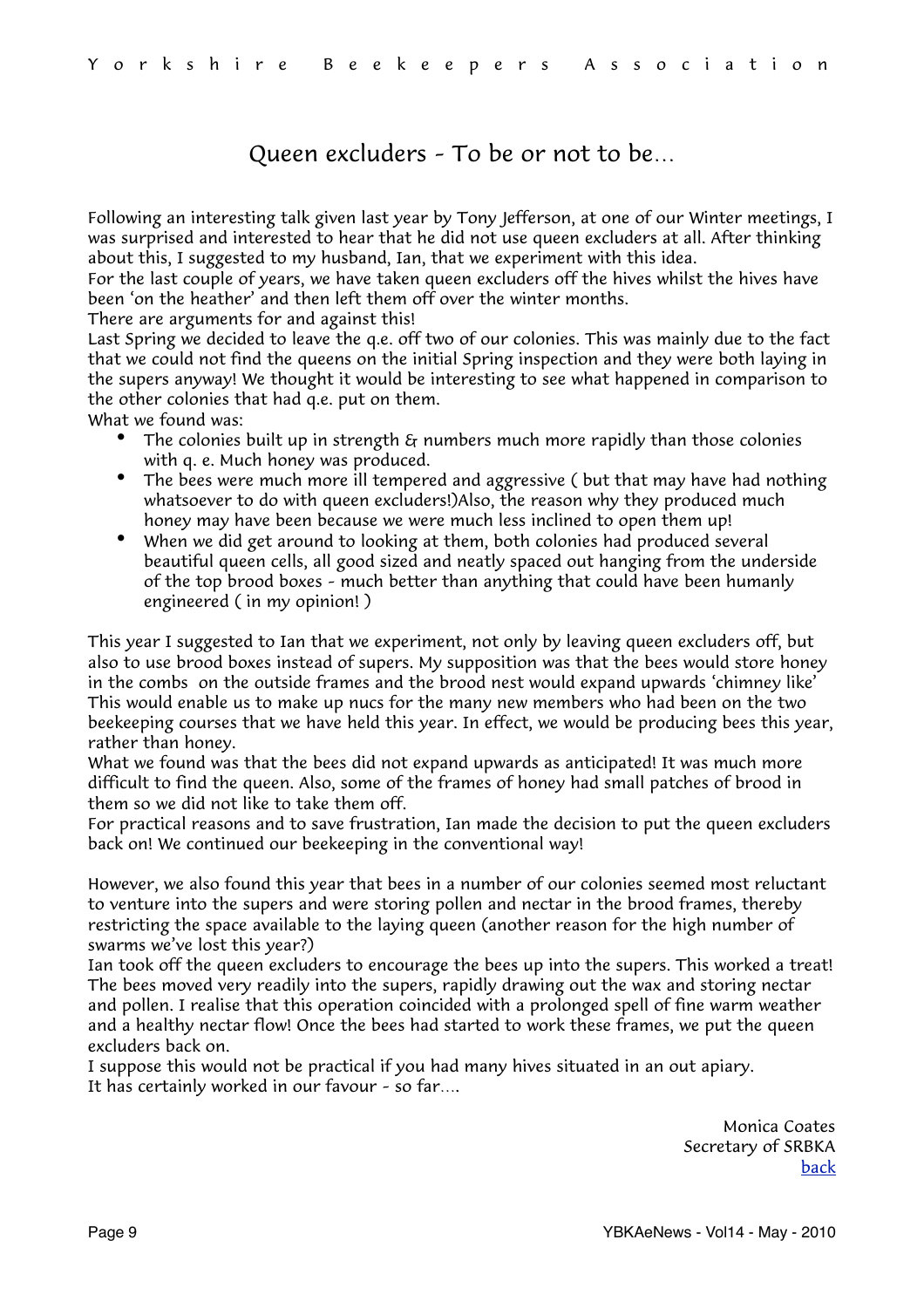# Queen excluders - To be or not to be...

Following an interesting talk given last year by Tony Jefferson, at one of our Winter meetings, I was surprised and interested to hear that he did not use queen excluders at all. After thinking about this, I suggested to my husband, Ian, that we experiment with this idea.

For the last couple of years, we have taken queen excluders off the hives whilst the hives have been 'on the heather' and then left them off over the winter months.

There are arguments for and against this!

Last Spring we decided to leave the q.e. off two of our colonies. This was mainly due to the fact that we could not find the queens on the initial Spring inspection and they were both laying in the supers anyway! We thought it would be interesting to see what happened in comparison to the other colonies that had q.e. put on them.

What we found was:

- The colonies built up in strength & numbers much more rapidly than those colonies with q. e. Much honey was produced.
- The bees were much more ill tempered and aggressive ( but that may have had nothing whatsoever to do with queen excluders!)Also, the reason why they produced much honey may have been because we were much less inclined to open them up!
- When we did get around to looking at them, both colonies had produced several beautiful queen cells, all good sized and neatly spaced out hanging from the underside of the top brood boxes - much better than anything that could have been humanly engineered ( in my opinion! )

This year I suggested to Ian that we experiment, not only by leaving queen excluders off, but also to use brood boxes instead of supers. My supposition was that the bees would store honey in the combs on the outside frames and the brood nest would expand upwards 'chimney like' This would enable us to make up nucs for the many new members who had been on the two beekeeping courses that we have held this year. In effect, we would be producing bees this year, rather than honey.

What we found was that the bees did not expand upwards as anticipated! It was much more difficult to find the queen. Also, some of the frames of honey had small patches of brood in them so we did not like to take them off.

For practical reasons and to save frustration, Ian made the decision to put the queen excluders back on! We continued our beekeeping in the conventional way!

However, we also found this year that bees in a number of our colonies seemed most reluctant to venture into the supers and were storing pollen and nectar in the brood frames, thereby restricting the space available to the laying queen (another reason for the high number of swarms we've lost this year?)

Ian took off the queen excluders to encourage the bees up into the supers. This worked a treat! The bees moved very readily into the supers, rapidly drawing out the wax and storing nectar and pollen. I realise that this operation coincided with a prolonged spell of fine warm weather and a healthy nectar flow! Once the bees had started to work these frames, we put the queen excluders back on.

I suppose this would not be practical if you had many hives situated in an out apiary.

It has certainly worked in our favour - so far....

Monica Coates
Secretary of SRBKA
back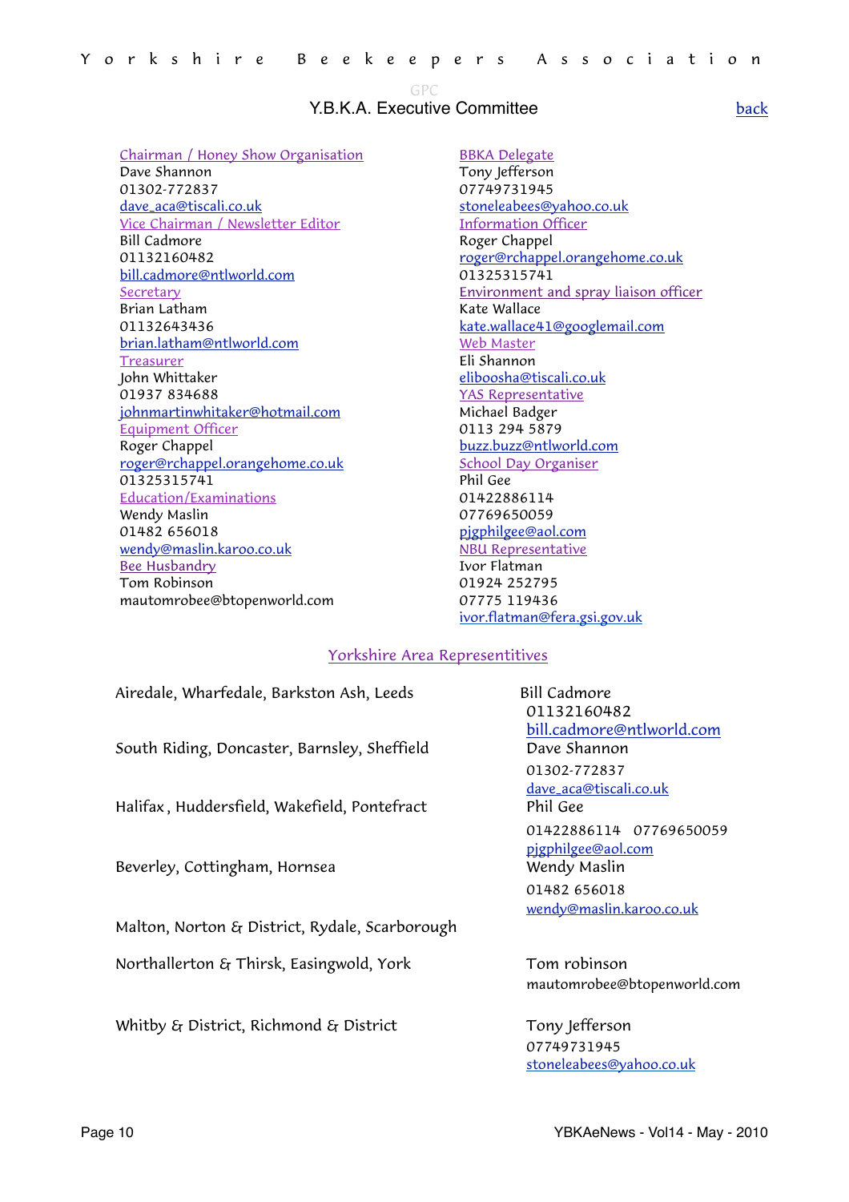GPC

## Y.B.K.A. Executive Committee

back

Chairman / Honey Show Organisation
Dave Shannon
01302-772837
dave_aca@tiscali.co.uk

Vice Chairman / Newsletter Editor
Bill Cadmore
01132160482
bill.cadmore@ntlworld.com

Secretary
Brian Latham
01132643436
brian.latham@ntlworld.com

Treasurer
John Whittaker
01937 834688
johnmartinwhitaker@hotmail.com

Equipment Officer
Roger Chappel
roger@rchappel.orangehome.co.uk
01325315741

Education/Examinations
Wendy Maslin
01482 656018
wendy@maslin.karoo.co.uk

Bee Husbandry
Tom Robinson
mautomrobee@btopenworld.com

BBKA Delegate
Tony Jefferson
07749731945
stoneleabees@yahoo.co.uk

Information Officer
Roger Chappel
roger@rchappel.orangehome.co.uk
01325315741

Environment and spray liaison officer
Kate Wallace
kate.wallace41@googlemail.com

Web Master
Eli Shannon
eliboosha@tiscali.co.uk

YAS Representative
Michael Badger
0113 294 5879
buzz.buzz@ntlworld.com

School Day Organiser
Phil Gee
01422886114
07769650059
pjgphilgee@aol.com

NBU Representative
Ivor Flatman
01924 252795
07775 119436
ivor.flatman@fera.gsi.gov.uk

### Yorkshire Area Representitives

| Area | Representative |
|---|---|
| Airedale, Wharfedale, Barkston Ash, Leeds | Bill Cadmore<br>01132160482<br>bill.cadmore@ntlworld.com |
| South Riding, Doncaster, Barnsley, Sheffield | Dave Shannon<br>01302-772837<br>dave_aca@tiscali.co.uk |
| Halifax , Huddersfield, Wakefield, Pontefract | Phil Gee<br>01422886114 07769650059<br>pjgphilgee@aol.com |
| Beverley, Cottingham, Hornsea | Wendy Maslin<br>01482 656018<br>wendy@maslin.karoo.co.uk |
| Malton, Norton & District, Rydale, Scarborough | |
| Northallerton & Thirsk, Easingwold, York | Tom robinson<br>mautomrobee@btopenworld.com |
| Whitby & District, Richmond & District | Tony Jefferson<br>07749731945<br>stoneleabees@yahoo.co.uk |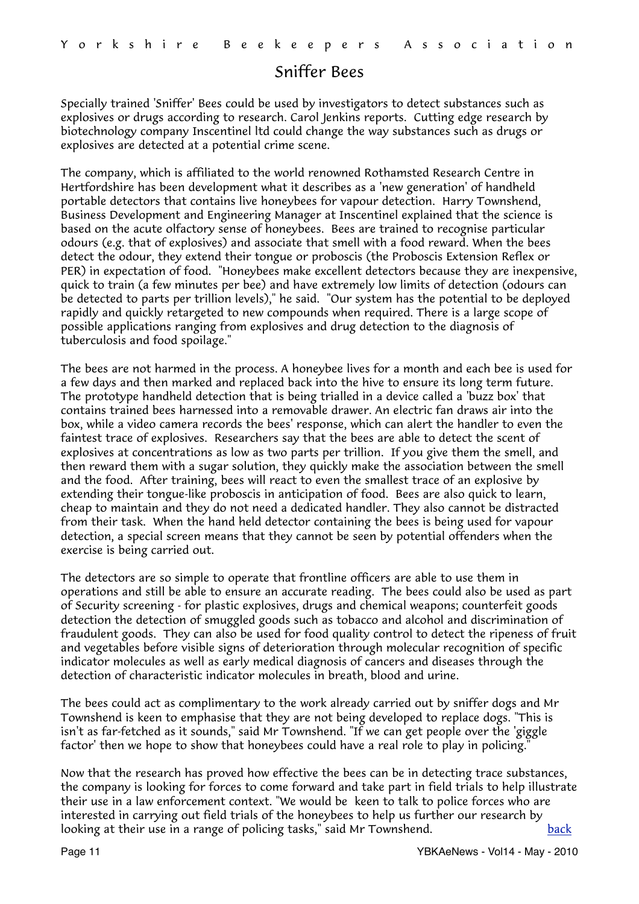# Sniffer Bees

Specially trained 'Sniffer' Bees could be used by investigators to detect substances such as explosives or drugs according to research. Carol Jenkins reports. Cutting edge research by biotechnology company Inscentinel ltd could change the way substances such as drugs or explosives are detected at a potential crime scene.

The company, which is affiliated to the world renowned Rothamsted Research Centre in Hertfordshire has been development what it describes as a 'new generation' of handheld portable detectors that contains live honeybees for vapour detection. Harry Townshend, Business Development and Engineering Manager at Inscentinel explained that the science is based on the acute olfactory sense of honeybees. Bees are trained to recognise particular odours (e.g. that of explosives) and associate that smell with a food reward. When the bees detect the odour, they extend their tongue or proboscis (the Proboscis Extension Reflex or PER) in expectation of food. "Honeybees make excellent detectors because they are inexpensive, quick to train (a few minutes per bee) and have extremely low limits of detection (odours can be detected to parts per trillion levels)," he said. "Our system has the potential to be deployed rapidly and quickly retargeted to new compounds when required. There is a large scope of possible applications ranging from explosives and drug detection to the diagnosis of tuberculosis and food spoilage."

The bees are not harmed in the process. A honeybee lives for a month and each bee is used for a few days and then marked and replaced back into the hive to ensure its long term future. The prototype handheld detection that is being trialled in a device called a 'buzz box' that contains trained bees harnessed into a removable drawer. An electric fan draws air into the box, while a video camera records the bees' response, which can alert the handler to even the faintest trace of explosives. Researchers say that the bees are able to detect the scent of explosives at concentrations as low as two parts per trillion. If you give them the smell, and then reward them with a sugar solution, they quickly make the association between the smell and the food. After training, bees will react to even the smallest trace of an explosive by extending their tongue-like proboscis in anticipation of food. Bees are also quick to learn, cheap to maintain and they do not need a dedicated handler. They also cannot be distracted from their task. When the hand held detector containing the bees is being used for vapour detection, a special screen means that they cannot be seen by potential offenders when the exercise is being carried out.

The detectors are so simple to operate that frontline officers are able to use them in operations and still be able to ensure an accurate reading. The bees could also be used as part of Security screening - for plastic explosives, drugs and chemical weapons; counterfeit goods detection the detection of smuggled goods such as tobacco and alcohol and discrimination of fraudulent goods. They can also be used for food quality control to detect the ripeness of fruit and vegetables before visible signs of deterioration through molecular recognition of specific indicator molecules as well as early medical diagnosis of cancers and diseases through the detection of characteristic indicator molecules in breath, blood and urine.

The bees could act as complimentary to the work already carried out by sniffer dogs and Mr Townshend is keen to emphasise that they are not being developed to replace dogs. "This is isn't as far-fetched as it sounds," said Mr Townshend. "If we can get people over the 'giggle factor' then we hope to show that honeybees could have a real role to play in policing."

Now that the research has proved how effective the bees can be in detecting trace substances, the company is looking for forces to come forward and take part in field trials to help illustrate their use in a law enforcement context. "We would be keen to talk to police forces who are interested in carrying out field trials of the honeybees to help us further our research by looking at their use in a range of policing tasks," said Mr Townshend. back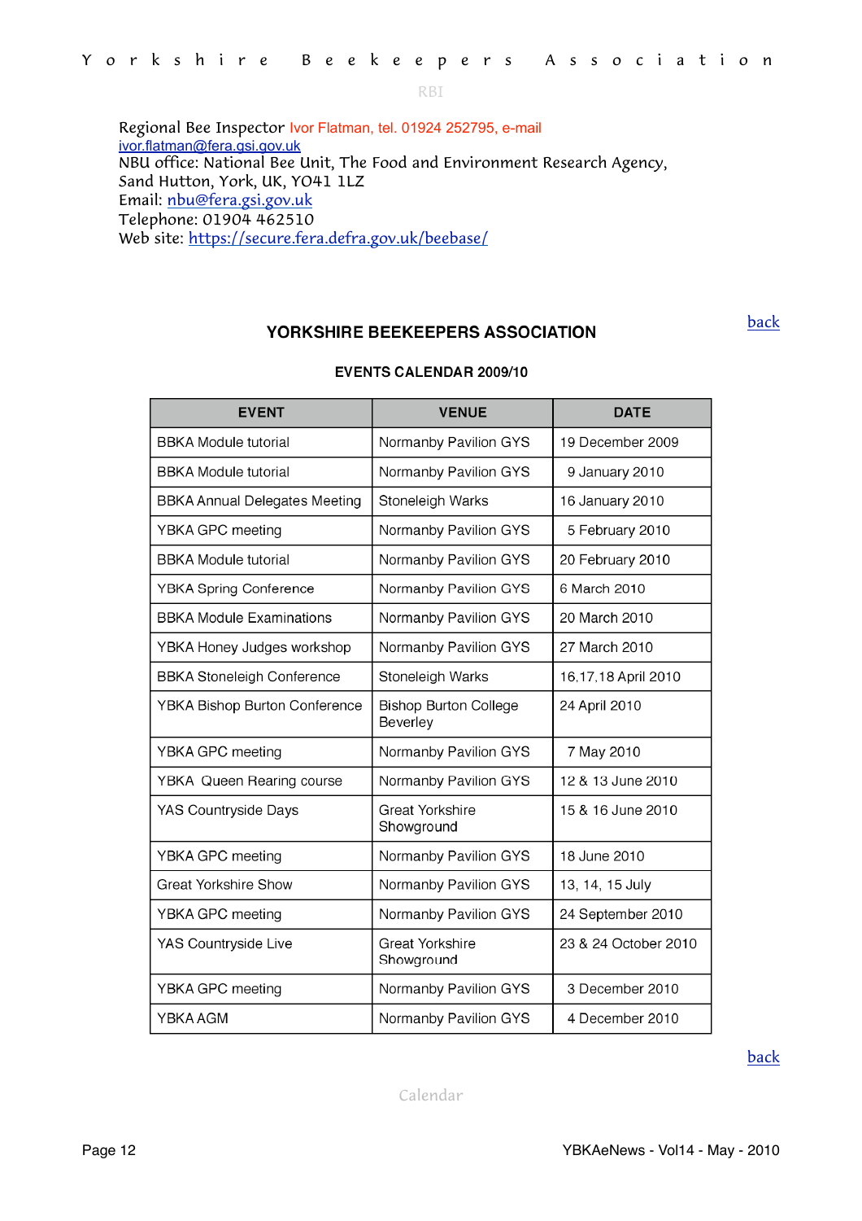RBI

Regional Bee Inspector Ivor Flatman, tel. 01924 252795, e-mail ivor.flatman@fera.gsi.gov.uk
NBU office: National Bee Unit, The Food and Environment Research Agency, Sand Hutton, York, UK, YO41 1LZ
Email: nbu@fera.gsi.gov.uk
Telephone: 01904 462510
Web site: https://secure.fera.defra.gov.uk/beebase/

back

## YORKSHIRE BEEKEEPERS ASSOCIATION

### EVENTS CALENDAR 2009/10

| EVENT | VENUE | DATE |
|---|---|---|
| BBKA Module tutorial | Normanby Pavilion GYS | 19 December 2009 |
| BBKA Module tutorial | Normanby Pavilion GYS | 9 January 2010 |
| BBKA Annual Delegates Meeting | Stoneleigh Warks | 16 January 2010 |
| YBKA GPC meeting | Normanby Pavilion GYS | 5 February 2010 |
| BBKA Module tutorial | Normanby Pavilion GYS | 20 February 2010 |
| YBKA Spring Conference | Normanby Pavilion GYS | 6 March 2010 |
| BBKA Module Examinations | Normanby Pavilion GYS | 20 March 2010 |
| YBKA Honey Judges workshop | Normanby Pavilion GYS | 27 March 2010 |
| BBKA Stoneleigh Conference | Stoneleigh Warks | 16,17,18 April 2010 |
| YBKA Bishop Burton Conference | Bishop Burton College Beverley | 24 April 2010 |
| YBKA GPC meeting | Normanby Pavilion GYS | 7 May 2010 |
| YBKA Queen Rearing course | Normanby Pavilion GYS | 12 & 13 June 2010 |
| YAS Countryside Days | Great Yorkshire Showground | 15 & 16 June 2010 |
| YBKA GPC meeting | Normanby Pavilion GYS | 18 June 2010 |
| Great Yorkshire Show | Normanby Pavilion GYS | 13, 14, 15 July |
| YBKA GPC meeting | Normanby Pavilion GYS | 24 September 2010 |
| YAS Countryside Live | Great Yorkshire Showground | 23 & 24 October 2010 |
| YBKA GPC meeting | Normanby Pavilion GYS | 3 December 2010 |
| YBKA AGM | Normanby Pavilion GYS | 4 December 2010 |

back

Calendar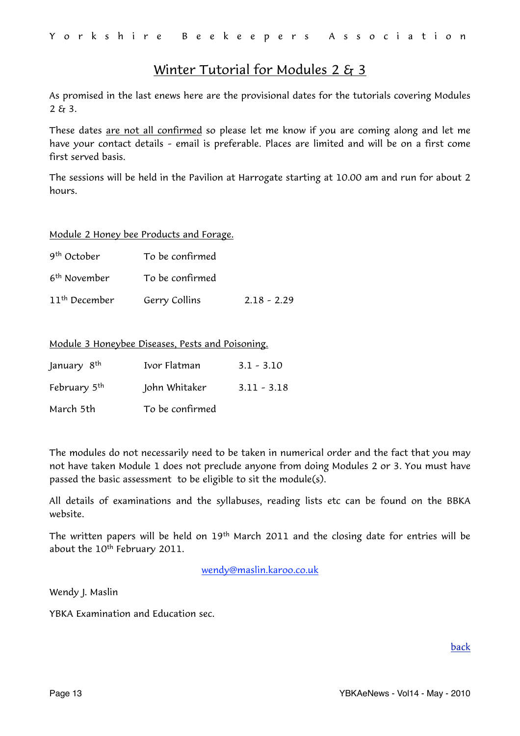# Winter Tutorial for Modules 2 & 3

As promised in the last enews here are the provisional dates for the tutorials covering Modules 2 & 3.

These dates are not all confirmed so please let me know if you are coming along and let me have your contact details - email is preferable. Places are limited and will be on a first come first served basis.

The sessions will be held in the Pavilion at Harrogate starting at 10.00 am and run for about 2 hours.

Module 2 Honey bee Products and Forage.

| | | |
|---|---|---|
| 9th October | To be confirmed | |
| 6th November | To be confirmed | |
| 11th December | Gerry Collins | 2.18 - 2.29 |

Module 3 Honeybee Diseases, Pests and Poisoning.

| | | |
|---|---|---|
| January 8th | Ivor Flatman | 3.1 - 3.10 |
| February 5th | John Whitaker | 3.11 - 3.18 |
| March 5th | To be confirmed | |

The modules do not necessarily need to be taken in numerical order and the fact that you may not have taken Module 1 does not preclude anyone from doing Modules 2 or 3. You must have passed the basic assessment to be eligible to sit the module(s).

All details of examinations and the syllabuses, reading lists etc can be found on the BBKA website.

The written papers will be held on 19th March 2011 and the closing date for entries will be about the 10th February 2011.

wendy@maslin.karoo.co.uk

Wendy J. Maslin

YBKA Examination and Education sec.

back